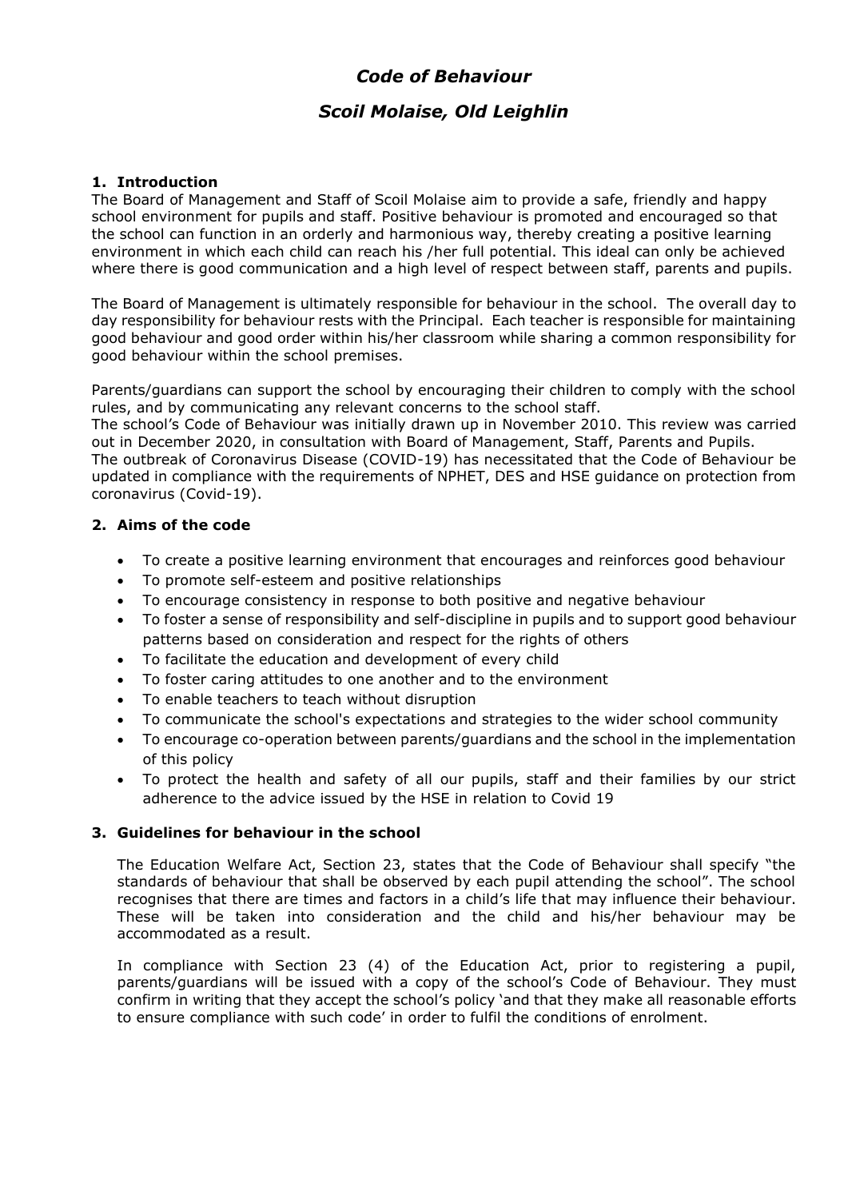# *Code of Behaviour*

# *Scoil Molaise, Old Leighlin*

## 1. Introduction

The Board of Management and Staff of Scoil Molaise aim to provide a safe, friendly and happy school environment for pupils and staff. Positive behaviour is promoted and encouraged so that the school can function in an orderly and harmonious way, thereby creating a positive learning environment in which each child can reach his /her full potential. This ideal can only be achieved where there is good communication and a high level of respect between staff, parents and pupils.

The Board of Management is ultimately responsible for behaviour in the school. The overall day to day responsibility for behaviour rests with the Principal. Each teacher is responsible for maintaining good behaviour and good order within his/her classroom while sharing a common responsibility for good behaviour within the school premises.

Parents/guardians can support the school by encouraging their children to comply with the school rules, and by communicating any relevant concerns to the school staff.

The school's Code of Behaviour was initially drawn up in November 2010. This review was carried out in December 2020, in consultation with Board of Management, Staff, Parents and Pupils.

The outbreak of Coronavirus Disease (COVID-19) has necessitated that the Code of Behaviour be updated in compliance with the requirements of NPHET, DES and HSE guidance on protection from coronavirus (Covid-19).

## 2. Aims of the code

- To create a positive learning environment that encourages and reinforces good behaviour
- To promote self-esteem and positive relationships
- To encourage consistency in response to both positive and negative behaviour
- To foster a sense of responsibility and self-discipline in pupils and to support good behaviour patterns based on consideration and respect for the rights of others
- To facilitate the education and development of every child
- To foster caring attitudes to one another and to the environment
- To enable teachers to teach without disruption
- To communicate the school's expectations and strategies to the wider school community
- To encourage co-operation between parents/guardians and the school in the implementation of this policy
- To protect the health and safety of all our pupils, staff and their families by our strict adherence to the advice issued by the HSE in relation to Covid 19

## 3. Guidelines for behaviour in the school

The Education Welfare Act, Section 23, states that the Code of Behaviour shall specify "the standards of behaviour that shall be observed by each pupil attending the school". The school recognises that there are times and factors in a child's life that may influence their behaviour. These will be taken into consideration and the child and his/her behaviour may be accommodated as a result.

In compliance with Section 23 (4) of the Education Act, prior to registering a pupil, parents/guardians will be issued with a copy of the school's Code of Behaviour. They must confirm in writing that they accept the school's policy 'and that they make all reasonable efforts to ensure compliance with such code' in order to fulfil the conditions of enrolment.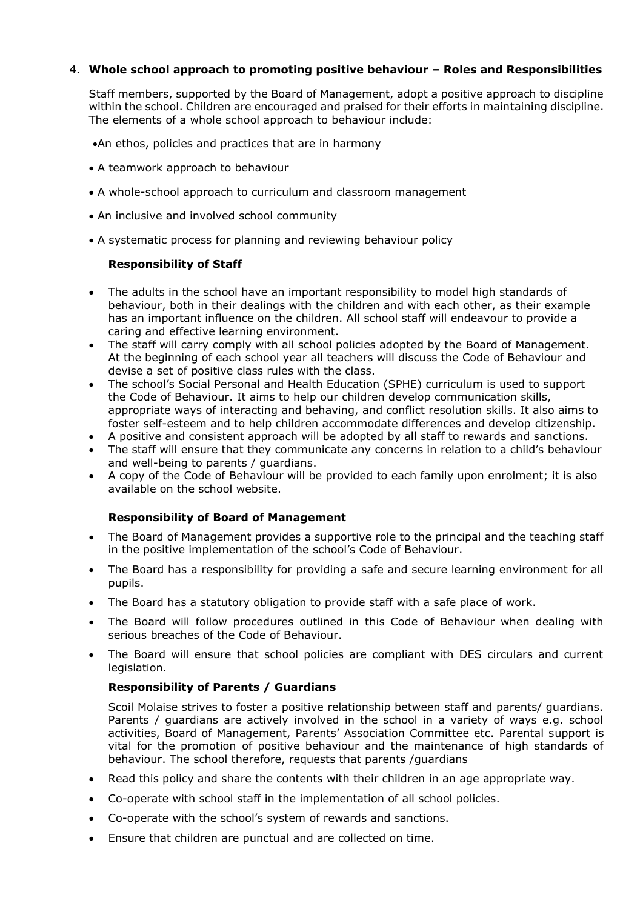## 4. **Whole school approach to promoting positive behaviour – Roles and Responsibilities**

Staff members, supported by the Board of Management, adopt a positive approach to discipline within the school. Children are encouraged and praised for their efforts in maintaining discipline. The elements of a whole school approach to behaviour include:

- An ethos, policies and practices that are in harmony
- A teamwork approach to behaviour
- A whole-school approach to curriculum and classroom management
- An inclusive and involved school community
- A systematic process for planning and reviewing behaviour policy

### **Responsibility of Staff**

- The adults in the school have an important responsibility to model high standards of behaviour, both in their dealings with the children and with each other, as their example has an important influence on the children. All school staff will endeavour to provide a caring and effective learning environment.
- The staff will carry comply with all school policies adopted by the Board of Management. At the beginning of each school year all teachers will discuss the Code of Behaviour and devise a set of positive class rules with the class.
- The school's Social Personal and Health Education (SPHE) curriculum is used to support the Code of Behaviour. It aims to help our children develop communication skills, appropriate ways of interacting and behaving, and conflict resolution skills. It also aims to foster self-esteem and to help children accommodate differences and develop citizenship.
- A positive and consistent approach will be adopted by all staff to rewards and sanctions.
- The staff will ensure that they communicate any concerns in relation to a child's behaviour and well-being to parents / guardians.
- A copy of the Code of Behaviour will be provided to each family upon enrolment; it is also available on the school website.

### **Responsibility of Board of Management**

- The Board of Management provides a supportive role to the principal and the teaching staff in the positive implementation of the school's Code of Behaviour.
- The Board has a responsibility for providing a safe and secure learning environment for all pupils.
- The Board has a statutory obligation to provide staff with a safe place of work.
- The Board will follow procedures outlined in this Code of Behaviour when dealing with serious breaches of the Code of Behaviour.
- The Board will ensure that school policies are compliant with DES circulars and current legislation.

### **Responsibility of Parents / Guardians**

Scoil Molaise strives to foster a positive relationship between staff and parents/ guardians. Parents / guardians are actively involved in the school in a variety of ways e.g. school activities, Board of Management, Parents' Association Committee etc. Parental support is vital for the promotion of positive behaviour and the maintenance of high standards of behaviour. The school therefore, requests that parents /guardians

- Read this policy and share the contents with their children in an age appropriate way.
- Co-operate with school staff in the implementation of all school policies.
- Co-operate with the school's system of rewards and sanctions.
- Ensure that children are punctual and are collected on time.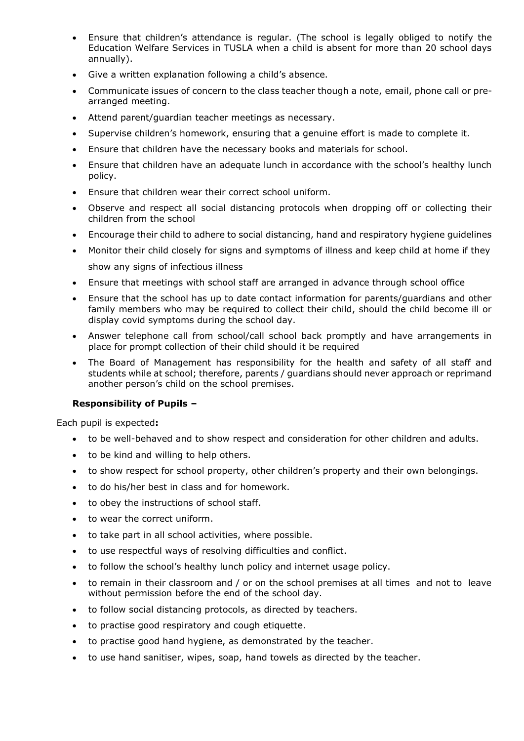- Ensure that children's attendance is regular. (The school is legally obliged to notify the Education Welfare Services in TUSLA when a child is absent for more than 20 school days annually).
- Give a written explanation following a child's absence.
- Communicate issues of concern to the class teacher though a note, email, phone call or pre-arranged meeting.
- Attend parent/guardian teacher meetings as necessary.
- Supervise children's homework, ensuring that a genuine effort is made to complete it.
- Ensure that children have the necessary books and materials for school.
- Ensure that children have an adequate lunch in accordance with the school's healthy lunch policy.
- Ensure that children wear their correct school uniform.
- Observe and respect all social distancing protocols when dropping off or collecting their children from the school
- Encourage their child to adhere to social distancing, hand and respiratory hygiene guidelines
- Monitor their child closely for signs and symptoms of illness and keep child at home if they show any signs of infectious illness
- Ensure that meetings with school staff are arranged in advance through school office
- Ensure that the school has up to date contact information for parents/guardians and other family members who may be required to collect their child, should the child become ill or display covid symptoms during the school day.
- Answer telephone call from school/call school back promptly and have arrangements in place for prompt collection of their child should it be required
- The Board of Management has responsibility for the health and safety of all staff and students while at school; therefore, parents / guardians should never approach or reprimand another person's child on the school premises.

**Responsibility of Pupils –**

Each pupil is expected**:**

- to be well-behaved and to show respect and consideration for other children and adults.
- to be kind and willing to help others.
- to show respect for school property, other children's property and their own belongings.
- to do his/her best in class and for homework.
- to obey the instructions of school staff.
- to wear the correct uniform.
- to take part in all school activities, where possible.
- to use respectful ways of resolving difficulties and conflict.
- to follow the school's healthy lunch policy and internet usage policy.
- to remain in their classroom and / or on the school premises at all times and not to leave without permission before the end of the school day.
- to follow social distancing protocols, as directed by teachers.
- to practise good respiratory and cough etiquette.
- to practise good hand hygiene, as demonstrated by the teacher.
- to use hand sanitiser, wipes, soap, hand towels as directed by the teacher.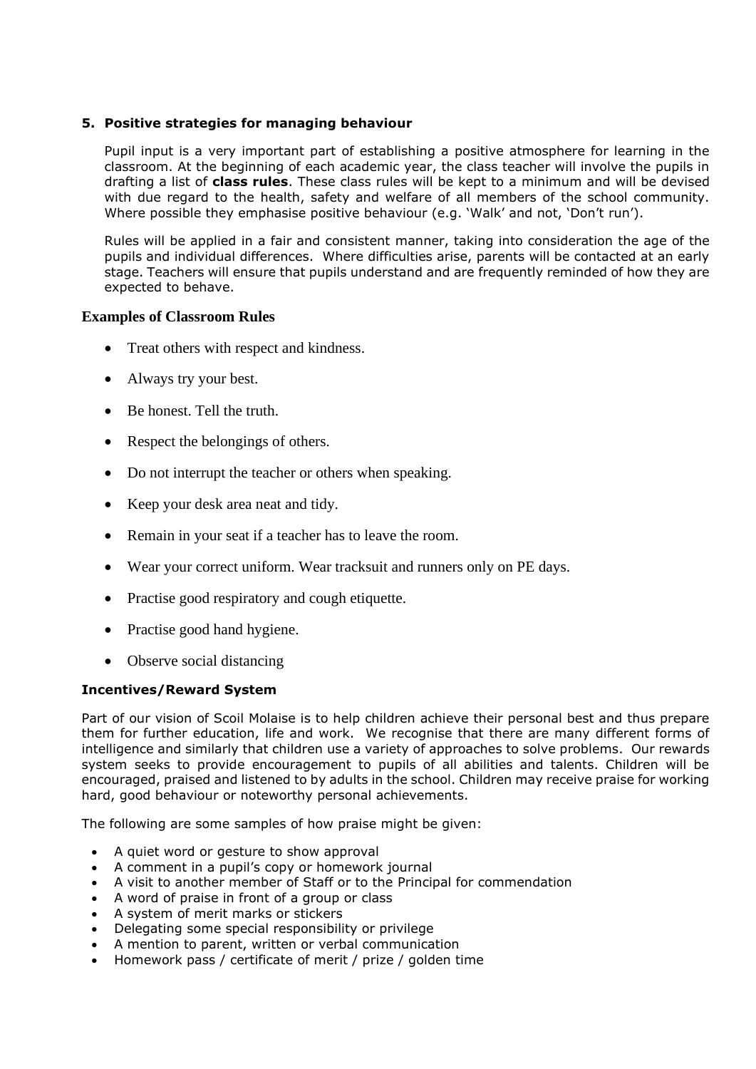## 5. Positive strategies for managing behaviour

Pupil input is a very important part of establishing a positive atmosphere for learning in the classroom. At the beginning of each academic year, the class teacher will involve the pupils in drafting a list of **class rules**. These class rules will be kept to a minimum and will be devised with due regard to the health, safety and welfare of all members of the school community. Where possible they emphasise positive behaviour (e.g. 'Walk' and not, 'Don't run').

Rules will be applied in a fair and consistent manner, taking into consideration the age of the pupils and individual differences. Where difficulties arise, parents will be contacted at an early stage. Teachers will ensure that pupils understand and are frequently reminded of how they are expected to behave.

### Examples of Classroom Rules

- Treat others with respect and kindness.
- Always try your best.
- Be honest. Tell the truth.
- Respect the belongings of others.
- Do not interrupt the teacher or others when speaking.
- Keep your desk area neat and tidy.
- Remain in your seat if a teacher has to leave the room.
- Wear your correct uniform. Wear tracksuit and runners only on PE days.
- Practise good respiratory and cough etiquette.
- Practise good hand hygiene.
- Observe social distancing

### Incentives/Reward System

Part of our vision of Scoil Molaise is to help children achieve their personal best and thus prepare them for further education, life and work. We recognise that there are many different forms of intelligence and similarly that children use a variety of approaches to solve problems. Our rewards system seeks to provide encouragement to pupils of all abilities and talents. Children will be encouraged, praised and listened to by adults in the school. Children may receive praise for working hard, good behaviour or noteworthy personal achievements.

The following are some samples of how praise might be given:

- A quiet word or gesture to show approval
- A comment in a pupil's copy or homework journal
- A visit to another member of Staff or to the Principal for commendation
- A word of praise in front of a group or class
- A system of merit marks or stickers
- Delegating some special responsibility or privilege
- A mention to parent, written or verbal communication
- Homework pass / certificate of merit / prize / golden time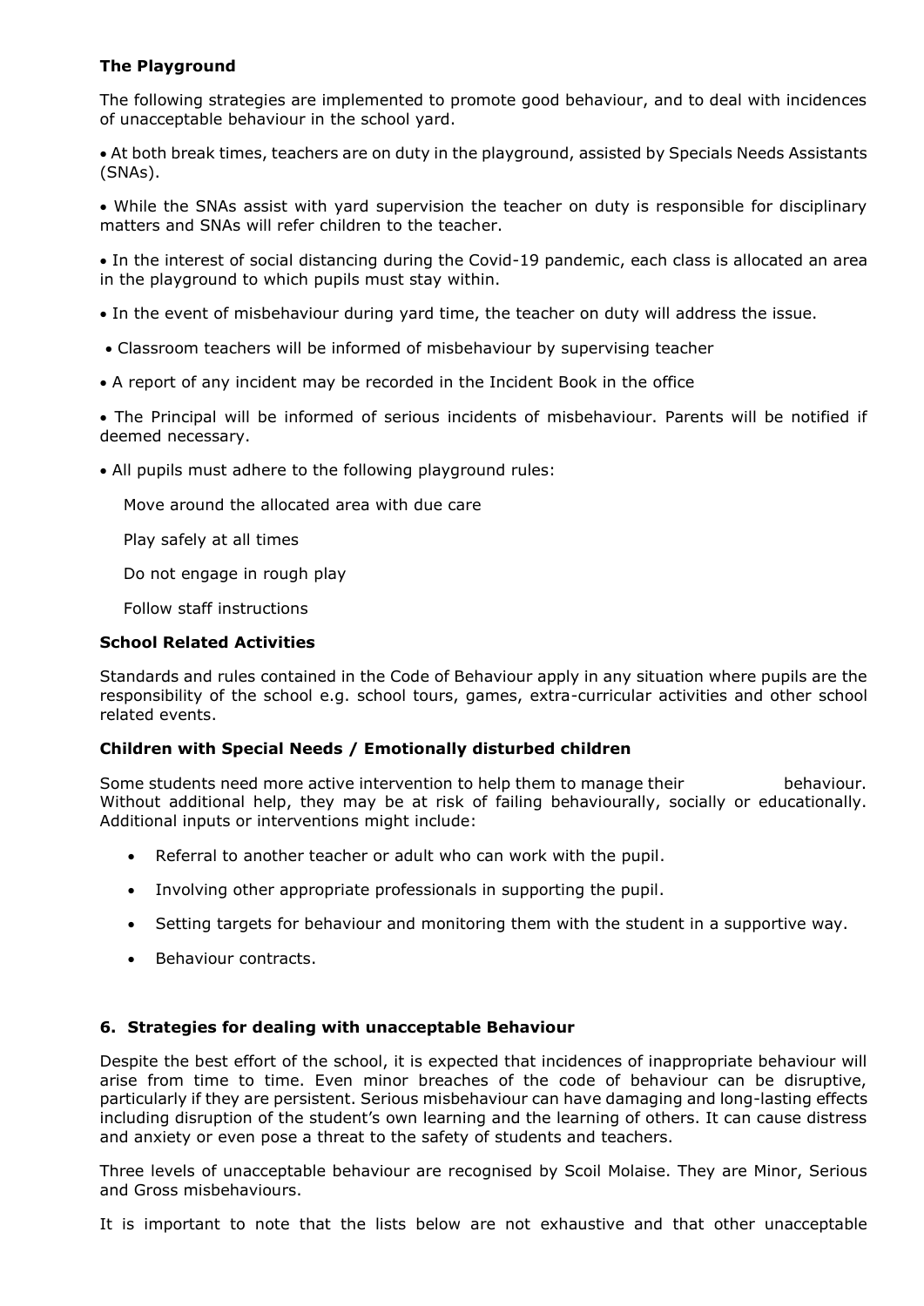### The Playground

The following strategies are implemented to promote good behaviour, and to deal with incidences of unacceptable behaviour in the school yard.

- At both break times, teachers are on duty in the playground, assisted by Specials Needs Assistants (SNAs).
- While the SNAs assist with yard supervision the teacher on duty is responsible for disciplinary matters and SNAs will refer children to the teacher.
- In the interest of social distancing during the Covid-19 pandemic, each class is allocated an area in the playground to which pupils must stay within.
- In the event of misbehaviour during yard time, the teacher on duty will address the issue.
- Classroom teachers will be informed of misbehaviour by supervising teacher
- A report of any incident may be recorded in the Incident Book in the office
- The Principal will be informed of serious incidents of misbehaviour. Parents will be notified if deemed necessary.
- All pupils must adhere to the following playground rules:

  Move around the allocated area with due care

  Play safely at all times

  Do not engage in rough play

  Follow staff instructions

### School Related Activities

Standards and rules contained in the Code of Behaviour apply in any situation where pupils are the responsibility of the school e.g. school tours, games, extra-curricular activities and other school related events.

### Children with Special Needs / Emotionally disturbed children

Some students need more active intervention to help them to manage their behaviour. Without additional help, they may be at risk of failing behaviourally, socially or educationally. Additional inputs or interventions might include:

- Referral to another teacher or adult who can work with the pupil.
- Involving other appropriate professionals in supporting the pupil.
- Setting targets for behaviour and monitoring them with the student in a supportive way.
- Behaviour contracts.

### 6. Strategies for dealing with unacceptable Behaviour

Despite the best effort of the school, it is expected that incidences of inappropriate behaviour will arise from time to time. Even minor breaches of the code of behaviour can be disruptive, particularly if they are persistent. Serious misbehaviour can have damaging and long-lasting effects including disruption of the student's own learning and the learning of others. It can cause distress and anxiety or even pose a threat to the safety of students and teachers.

Three levels of unacceptable behaviour are recognised by Scoil Molaise. They are Minor, Serious and Gross misbehaviours.

It is important to note that the lists below are not exhaustive and that other unacceptable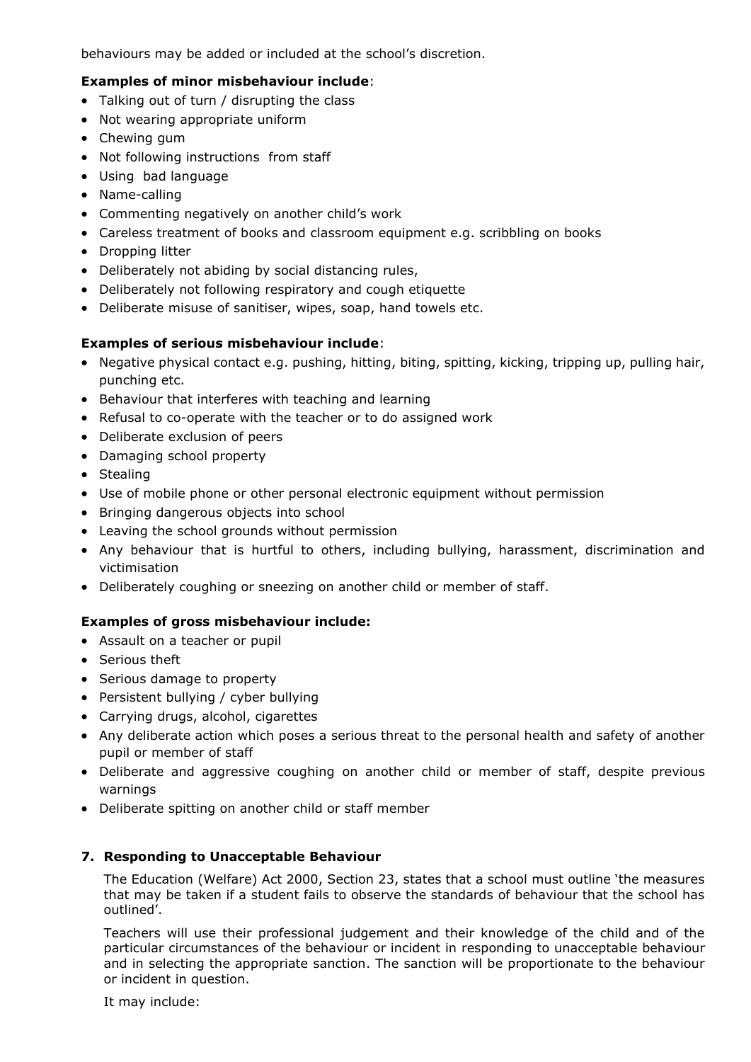behaviours may be added or included at the school's discretion.

**Examples of minor misbehaviour include**:

- Talking out of turn / disrupting the class
- Not wearing appropriate uniform
- Chewing gum
- Not following instructions from staff
- Using bad language
- Name-calling
- Commenting negatively on another child's work
- Careless treatment of books and classroom equipment e.g. scribbling on books
- Dropping litter
- Deliberately not abiding by social distancing rules,
- Deliberately not following respiratory and cough etiquette
- Deliberate misuse of sanitiser, wipes, soap, hand towels etc.

**Examples of serious misbehaviour include**:

- Negative physical contact e.g. pushing, hitting, biting, spitting, kicking, tripping up, pulling hair, punching etc.
- Behaviour that interferes with teaching and learning
- Refusal to co-operate with the teacher or to do assigned work
- Deliberate exclusion of peers
- Damaging school property
- Stealing
- Use of mobile phone or other personal electronic equipment without permission
- Bringing dangerous objects into school
- Leaving the school grounds without permission
- Any behaviour that is hurtful to others, including bullying, harassment, discrimination and victimisation
- Deliberately coughing or sneezing on another child or member of staff.

**Examples of gross misbehaviour include:**

- Assault on a teacher or pupil
- Serious theft
- Serious damage to property
- Persistent bullying / cyber bullying
- Carrying drugs, alcohol, cigarettes
- Any deliberate action which poses a serious threat to the personal health and safety of another pupil or member of staff
- Deliberate and aggressive coughing on another child or member of staff, despite previous warnings
- Deliberate spitting on another child or staff member

## 7. Responding to Unacceptable Behaviour

The Education (Welfare) Act 2000, Section 23, states that a school must outline 'the measures that may be taken if a student fails to observe the standards of behaviour that the school has outlined'.

Teachers will use their professional judgement and their knowledge of the child and of the particular circumstances of the behaviour or incident in responding to unacceptable behaviour and in selecting the appropriate sanction. The sanction will be proportionate to the behaviour or incident in question.

It may include: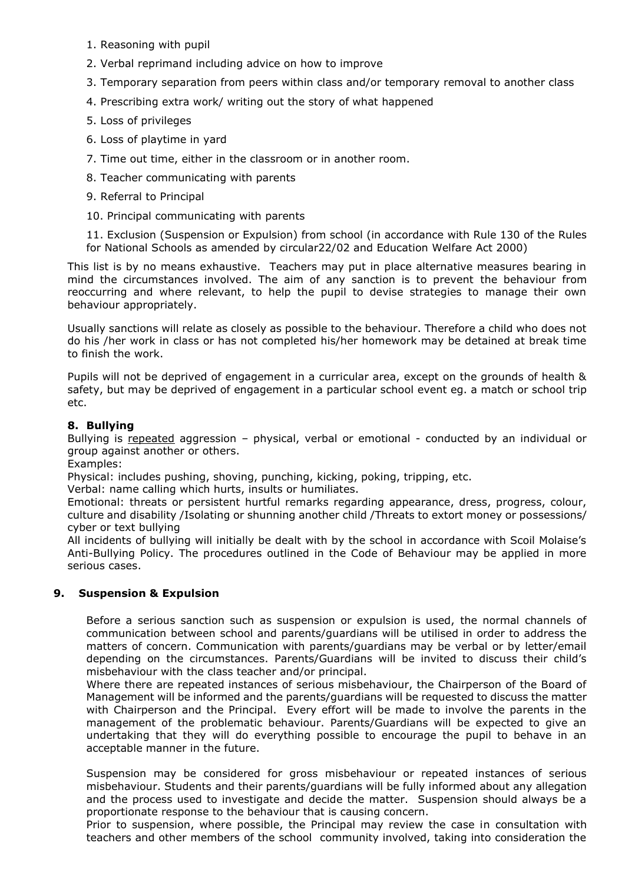1. Reasoning with pupil
2. Verbal reprimand including advice on how to improve
3. Temporary separation from peers within class and/or temporary removal to another class
4. Prescribing extra work/ writing out the story of what happened
5. Loss of privileges
6. Loss of playtime in yard
7. Time out time, either in the classroom or in another room.
8. Teacher communicating with parents
9. Referral to Principal
10. Principal communicating with parents
11. Exclusion (Suspension or Expulsion) from school (in accordance with Rule 130 of the Rules for National Schools as amended by circular22/02 and Education Welfare Act 2000)

This list is by no means exhaustive. Teachers may put in place alternative measures bearing in mind the circumstances involved. The aim of any sanction is to prevent the behaviour from reoccurring and where relevant, to help the pupil to devise strategies to manage their own behaviour appropriately.

Usually sanctions will relate as closely as possible to the behaviour. Therefore a child who does not do his /her work in class or has not completed his/her homework may be detained at break time to finish the work.

Pupils will not be deprived of engagement in a curricular area, except on the grounds of health & safety, but may be deprived of engagement in a particular school event eg. a match or school trip etc.

## 8. Bullying

Bullying is <u>repeated</u> aggression – physical, verbal or emotional - conducted by an individual or group against another or others.

Examples:

Physical: includes pushing, shoving, punching, kicking, poking, tripping, etc.

Verbal: name calling which hurts, insults or humiliates.

Emotional: threats or persistent hurtful remarks regarding appearance, dress, progress, colour, culture and disability /Isolating or shunning another child /Threats to extort money or possessions/ cyber or text bullying

All incidents of bullying will initially be dealt with by the school in accordance with Scoil Molaise's Anti-Bullying Policy. The procedures outlined in the Code of Behaviour may be applied in more serious cases.

## 9. Suspension & Expulsion

Before a serious sanction such as suspension or expulsion is used, the normal channels of communication between school and parents/guardians will be utilised in order to address the matters of concern. Communication with parents/guardians may be verbal or by letter/email depending on the circumstances. Parents/Guardians will be invited to discuss their child's misbehaviour with the class teacher and/or principal.

Where there are repeated instances of serious misbehaviour, the Chairperson of the Board of Management will be informed and the parents/guardians will be requested to discuss the matter with Chairperson and the Principal. Every effort will be made to involve the parents in the management of the problematic behaviour. Parents/Guardians will be expected to give an undertaking that they will do everything possible to encourage the pupil to behave in an acceptable manner in the future.

Suspension may be considered for gross misbehaviour or repeated instances of serious misbehaviour. Students and their parents/guardians will be fully informed about any allegation and the process used to investigate and decide the matter. Suspension should always be a proportionate response to the behaviour that is causing concern.

Prior to suspension, where possible, the Principal may review the case in consultation with teachers and other members of the school community involved, taking into consideration the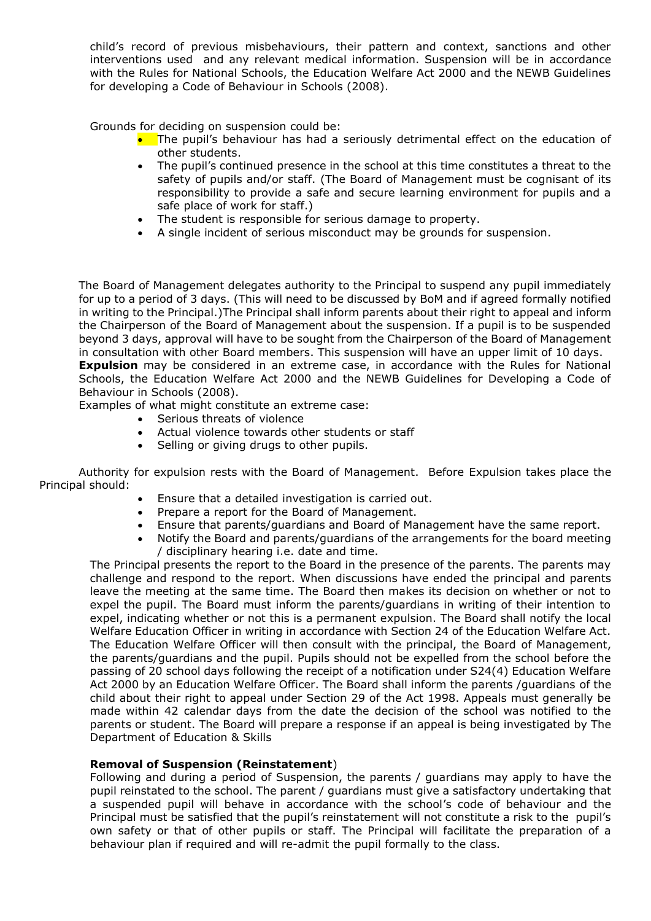child's record of previous misbehaviours, their pattern and context, sanctions and other interventions used and any relevant medical information. Suspension will be in accordance with the Rules for National Schools, the Education Welfare Act 2000 and the NEWB Guidelines for developing a Code of Behaviour in Schools (2008).

Grounds for deciding on suspension could be:

- The pupil's behaviour has had a seriously detrimental effect on the education of other students.
- The pupil's continued presence in the school at this time constitutes a threat to the safety of pupils and/or staff. (The Board of Management must be cognisant of its responsibility to provide a safe and secure learning environment for pupils and a safe place of work for staff.)
- The student is responsible for serious damage to property.
- A single incident of serious misconduct may be grounds for suspension.

The Board of Management delegates authority to the Principal to suspend any pupil immediately for up to a period of 3 days. (This will need to be discussed by BoM and if agreed formally notified in writing to the Principal.)The Principal shall inform parents about their right to appeal and inform the Chairperson of the Board of Management about the suspension. If a pupil is to be suspended beyond 3 days, approval will have to be sought from the Chairperson of the Board of Management in consultation with other Board members. This suspension will have an upper limit of 10 days.

**Expulsion** may be considered in an extreme case, in accordance with the Rules for National Schools, the Education Welfare Act 2000 and the NEWB Guidelines for Developing a Code of Behaviour in Schools (2008).

Examples of what might constitute an extreme case:

- Serious threats of violence
- Actual violence towards other students or staff
- Selling or giving drugs to other pupils.

Authority for expulsion rests with the Board of Management. Before Expulsion takes place the Principal should:

- Ensure that a detailed investigation is carried out.
- Prepare a report for the Board of Management.
- Ensure that parents/guardians and Board of Management have the same report.
- Notify the Board and parents/guardians of the arrangements for the board meeting / disciplinary hearing i.e. date and time.

The Principal presents the report to the Board in the presence of the parents. The parents may challenge and respond to the report. When discussions have ended the principal and parents leave the meeting at the same time. The Board then makes its decision on whether or not to expel the pupil. The Board must inform the parents/guardians in writing of their intention to expel, indicating whether or not this is a permanent expulsion. The Board shall notify the local Welfare Education Officer in writing in accordance with Section 24 of the Education Welfare Act. The Education Welfare Officer will then consult with the principal, the Board of Management, the parents/guardians and the pupil. Pupils should not be expelled from the school before the passing of 20 school days following the receipt of a notification under S24(4) Education Welfare Act 2000 by an Education Welfare Officer. The Board shall inform the parents /guardians of the child about their right to appeal under Section 29 of the Act 1998. Appeals must generally be made within 42 calendar days from the date the decision of the school was notified to the parents or student. The Board will prepare a response if an appeal is being investigated by The Department of Education & Skills

**Removal of Suspension (Reinstatement**)

Following and during a period of Suspension, the parents / guardians may apply to have the pupil reinstated to the school. The parent / guardians must give a satisfactory undertaking that a suspended pupil will behave in accordance with the school's code of behaviour and the Principal must be satisfied that the pupil's reinstatement will not constitute a risk to the pupil's own safety or that of other pupils or staff. The Principal will facilitate the preparation of a behaviour plan if required and will re-admit the pupil formally to the class.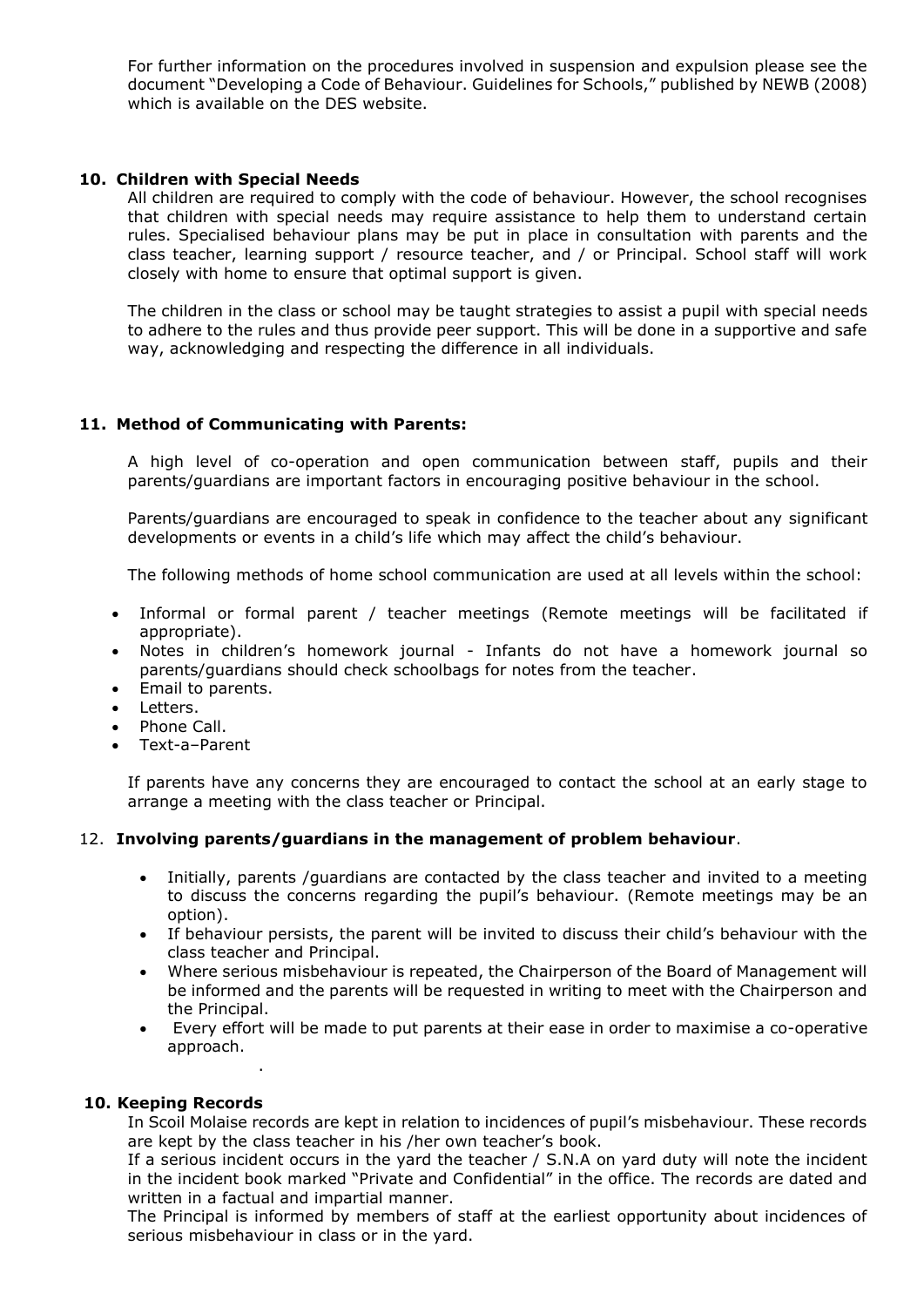For further information on the procedures involved in suspension and expulsion please see the document "Developing a Code of Behaviour. Guidelines for Schools," published by NEWB (2008) which is available on the DES website.

## 10. Children with Special Needs

All children are required to comply with the code of behaviour. However, the school recognises that children with special needs may require assistance to help them to understand certain rules. Specialised behaviour plans may be put in place in consultation with parents and the class teacher, learning support / resource teacher, and / or Principal. School staff will work closely with home to ensure that optimal support is given.

The children in the class or school may be taught strategies to assist a pupil with special needs to adhere to the rules and thus provide peer support. This will be done in a supportive and safe way, acknowledging and respecting the difference in all individuals.

## 11. Method of Communicating with Parents:

A high level of co-operation and open communication between staff, pupils and their parents/guardians are important factors in encouraging positive behaviour in the school.

Parents/guardians are encouraged to speak in confidence to the teacher about any significant developments or events in a child's life which may affect the child's behaviour.

The following methods of home school communication are used at all levels within the school:

- Informal or formal parent / teacher meetings (Remote meetings will be facilitated if appropriate).
- Notes in children's homework journal - Infants do not have a homework journal so parents/guardians should check schoolbags for notes from the teacher.
- Email to parents.
- Letters.
- Phone Call.
- Text-a–Parent

If parents have any concerns they are encouraged to contact the school at an early stage to arrange a meeting with the class teacher or Principal.

## 12. Involving parents/guardians in the management of problem behaviour.

- Initially, parents /guardians are contacted by the class teacher and invited to a meeting to discuss the concerns regarding the pupil's behaviour. (Remote meetings may be an option).
- If behaviour persists, the parent will be invited to discuss their child's behaviour with the class teacher and Principal.
- Where serious misbehaviour is repeated, the Chairperson of the Board of Management will be informed and the parents will be requested in writing to meet with the Chairperson and the Principal.
- Every effort will be made to put parents at their ease in order to maximise a co-operative approach.

## 10. Keeping Records

In Scoil Molaise records are kept in relation to incidences of pupil's misbehaviour. These records are kept by the class teacher in his /her own teacher's book.

If a serious incident occurs in the yard the teacher / S.N.A on yard duty will note the incident in the incident book marked "Private and Confidential" in the office. The records are dated and written in a factual and impartial manner.

The Principal is informed by members of staff at the earliest opportunity about incidences of serious misbehaviour in class or in the yard.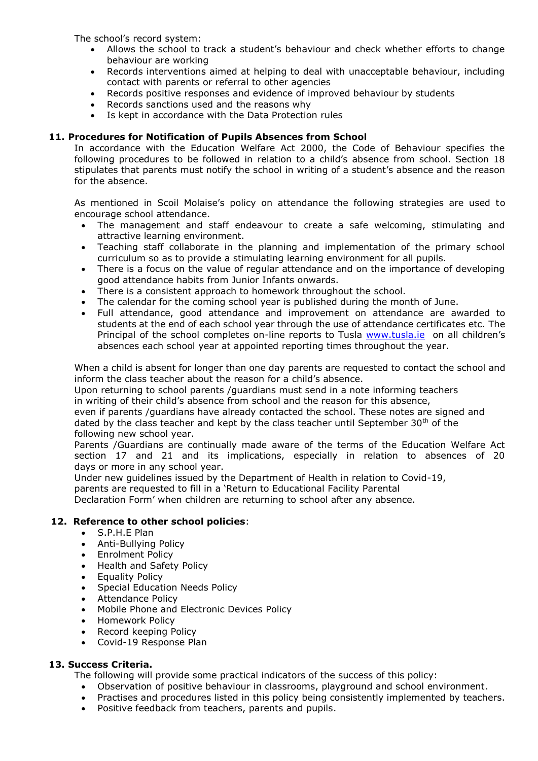The school's record system:

- Allows the school to track a student's behaviour and check whether efforts to change behaviour are working
- Records interventions aimed at helping to deal with unacceptable behaviour, including contact with parents or referral to other agencies
- Records positive responses and evidence of improved behaviour by students
- Records sanctions used and the reasons why
- Is kept in accordance with the Data Protection rules

### 11. Procedures for Notification of Pupils Absences from School

In accordance with the Education Welfare Act 2000, the Code of Behaviour specifies the following procedures to be followed in relation to a child's absence from school. Section 18 stipulates that parents must notify the school in writing of a student's absence and the reason for the absence.

As mentioned in Scoil Molaise's policy on attendance the following strategies are used to encourage school attendance.

- The management and staff endeavour to create a safe welcoming, stimulating and attractive learning environment.
- Teaching staff collaborate in the planning and implementation of the primary school curriculum so as to provide a stimulating learning environment for all pupils.
- There is a focus on the value of regular attendance and on the importance of developing good attendance habits from Junior Infants onwards.
- There is a consistent approach to homework throughout the school.
- The calendar for the coming school year is published during the month of June.
- Full attendance, good attendance and improvement on attendance are awarded to students at the end of each school year through the use of attendance certificates etc. The Principal of the school completes on-line reports to Tusla [www.tusla.ie](http://www.tusla.ie) on all children's absences each school year at appointed reporting times throughout the year.

When a child is absent for longer than one day parents are requested to contact the school and inform the class teacher about the reason for a child's absence.
Upon returning to school parents /guardians must send in a note informing teachers in writing of their child's absence from school and the reason for this absence, even if parents /guardians have already contacted the school. These notes are signed and dated by the class teacher and kept by the class teacher until September 30th of the following new school year.
Parents /Guardians are continually made aware of the terms of the Education Welfare Act section 17 and 21 and its implications, especially in relation to absences of 20 days or more in any school year.
Under new guidelines issued by the Department of Health in relation to Covid-19, parents are requested to fill in a 'Return to Educational Facility Parental Declaration Form' when children are returning to school after any absence.

### 12. Reference to other school policies:

- S.P.H.E Plan
- Anti-Bullying Policy
- Enrolment Policy
- Health and Safety Policy
- Equality Policy
- Special Education Needs Policy
- Attendance Policy
- Mobile Phone and Electronic Devices Policy
- Homework Policy
- Record keeping Policy
- Covid-19 Response Plan

### 13. Success Criteria.

The following will provide some practical indicators of the success of this policy:

- Observation of positive behaviour in classrooms, playground and school environment.
- Practises and procedures listed in this policy being consistently implemented by teachers.
- Positive feedback from teachers, parents and pupils.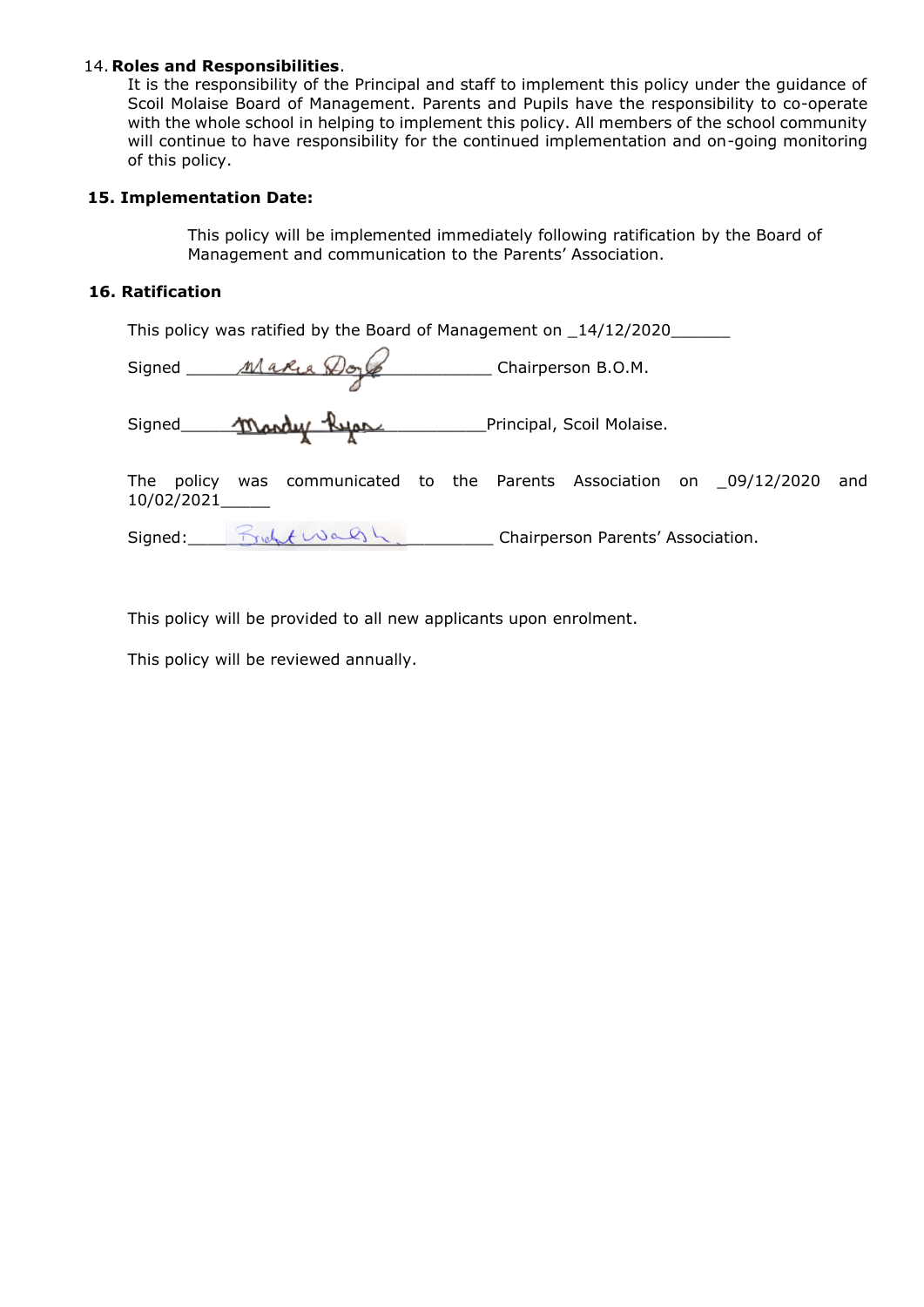14. **Roles and Responsibilities**.
   It is the responsibility of the Principal and staff to implement this policy under the guidance of Scoil Molaise Board of Management. Parents and Pupils have the responsibility to co-operate with the whole school in helping to implement this policy. All members of the school community will continue to have responsibility for the continued implementation and on-going monitoring of this policy.

**15. Implementation Date:**

This policy will be implemented immediately following ratification by the Board of Management and communication to the Parents' Association.

**16. Ratification**

This policy was ratified by the Board of Management on _14/12/2020______

Signed ______Marie Doyle__________ Chairperson B.O.M.

Signed______Mandy Ryan__________Principal, Scoil Molaise.

The policy was communicated to the Parents Association on _09/12/2020 and 10/02/2021_____

Signed:____Bridget Walsh_________ Chairperson Parents' Association.

This policy will be provided to all new applicants upon enrolment.

This policy will be reviewed annually.